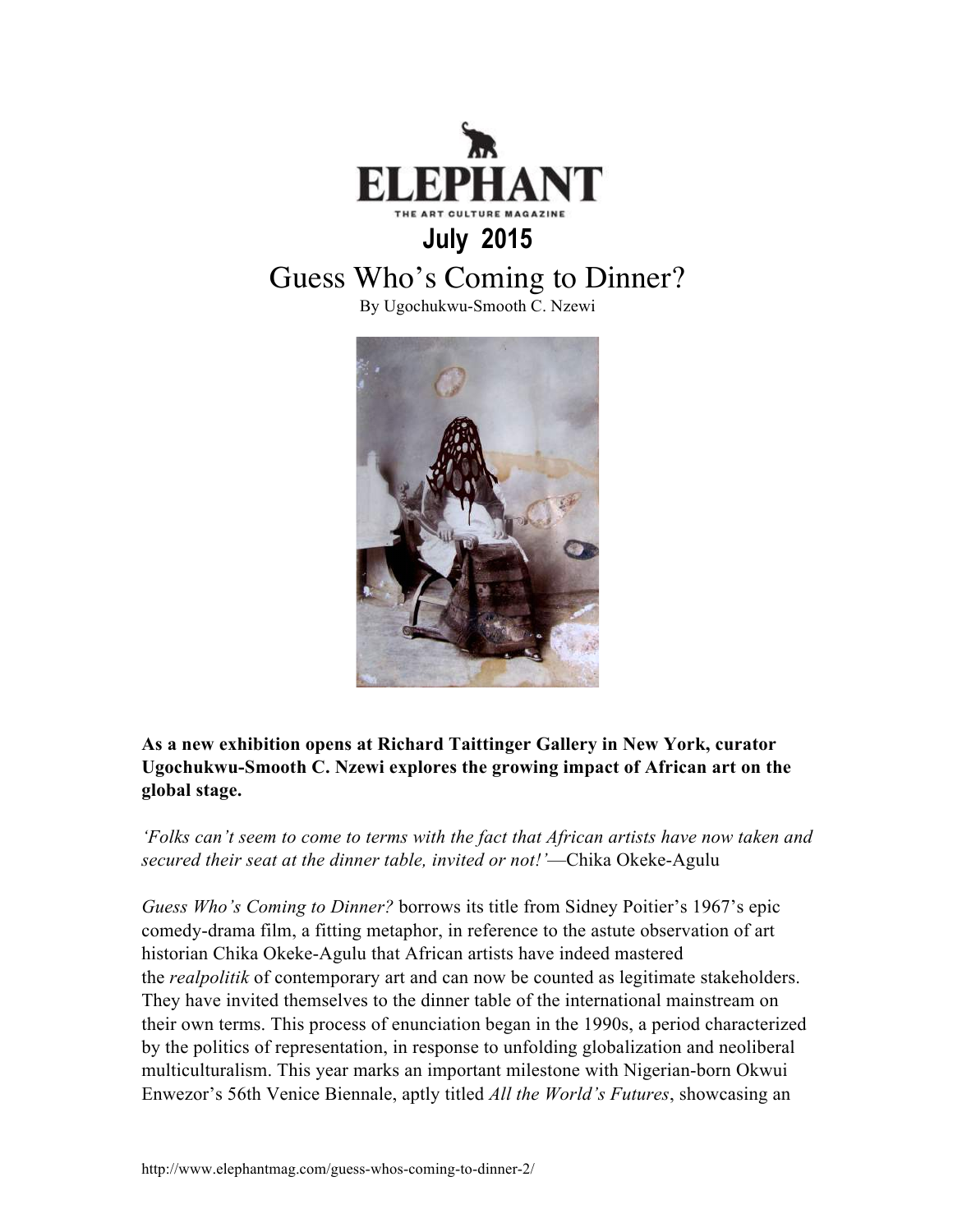ELEPHANT

THE ART CULTURE MAGAZINE

**July 2015**

# Guess Who's Coming to Dinner?

By Ugochukwu-Smooth C. Nzewi

**As a new exhibition opens at Richard Taittinger Gallery in New York, curator Ugochukwu-Smooth C. Nzewi explores the growing impact of African art on the global stage.**

*'Folks can't seem to come to terms with the fact that African artists have now taken and secured their seat at the dinner table, invited or not!'*—Chika Okeke-Agulu

*Guess Who's Coming to Dinner?* borrows its title from Sidney Poitier's 1967's epic comedy-drama film, a fitting metaphor, in reference to the astute observation of art historian Chika Okeke-Agulu that African artists have indeed mastered the *realpolitik* of contemporary art and can now be counted as legitimate stakeholders. They have invited themselves to the dinner table of the international mainstream on their own terms. This process of enunciation began in the 1990s, a period characterized by the politics of representation, in response to unfolding globalization and neoliberal multiculturalism. This year marks an important milestone with Nigerian-born Okwui Enwezor's 56th Venice Biennale, aptly titled *All the World's Futures*, showcasing an

http://www.elephantmag.com/guess-whos-coming-to-dinner-2/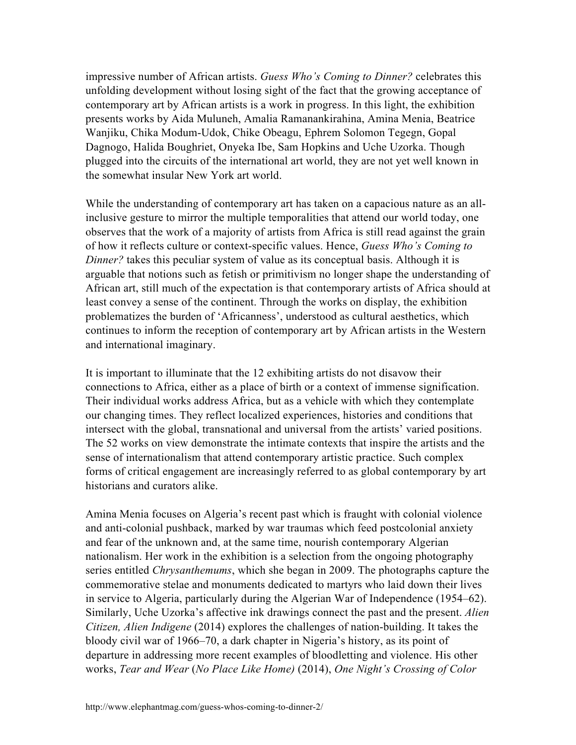impressive number of African artists. *Guess Who's Coming to Dinner?* celebrates this unfolding development without losing sight of the fact that the growing acceptance of contemporary art by African artists is a work in progress. In this light, the exhibition presents works by Aida Muluneh, Amalia Ramanankirahina, Amina Menia, Beatrice Wanjiku, Chika Modum-Udok, Chike Obeagu, Ephrem Solomon Tegegn, Gopal Dagnogo, Halida Boughriet, Onyeka Ibe, Sam Hopkins and Uche Uzorka. Though plugged into the circuits of the international art world, they are not yet well known in the somewhat insular New York art world.

While the understanding of contemporary art has taken on a capacious nature as an all-inclusive gesture to mirror the multiple temporalities that attend our world today, one observes that the work of a majority of artists from Africa is still read against the grain of how it reflects culture or context-specific values. Hence, *Guess Who's Coming to Dinner?* takes this peculiar system of value as its conceptual basis. Although it is arguable that notions such as fetish or primitivism no longer shape the understanding of African art, still much of the expectation is that contemporary artists of Africa should at least convey a sense of the continent. Through the works on display, the exhibition problematizes the burden of 'Africanness', understood as cultural aesthetics, which continues to inform the reception of contemporary art by African artists in the Western and international imaginary.

It is important to illuminate that the 12 exhibiting artists do not disavow their connections to Africa, either as a place of birth or a context of immense signification. Their individual works address Africa, but as a vehicle with which they contemplate our changing times. They reflect localized experiences, histories and conditions that intersect with the global, transnational and universal from the artists' varied positions. The 52 works on view demonstrate the intimate contexts that inspire the artists and the sense of internationalism that attend contemporary artistic practice. Such complex forms of critical engagement are increasingly referred to as global contemporary by art historians and curators alike.

Amina Menia focuses on Algeria's recent past which is fraught with colonial violence and anti-colonial pushback, marked by war traumas which feed postcolonial anxiety and fear of the unknown and, at the same time, nourish contemporary Algerian nationalism. Her work in the exhibition is a selection from the ongoing photography series entitled *Chrysanthemums*, which she began in 2009. The photographs capture the commemorative stelae and monuments dedicated to martyrs who laid down their lives in service to Algeria, particularly during the Algerian War of Independence (1954–62). Similarly, Uche Uzorka's affective ink drawings connect the past and the present. *Alien Citizen, Alien Indigene* (2014) explores the challenges of nation-building. It takes the bloody civil war of 1966–70, a dark chapter in Nigeria's history, as its point of departure in addressing more recent examples of bloodletting and violence. His other works, *Tear and Wear* (*No Place Like Home)* (2014), *One Night's Crossing of Color*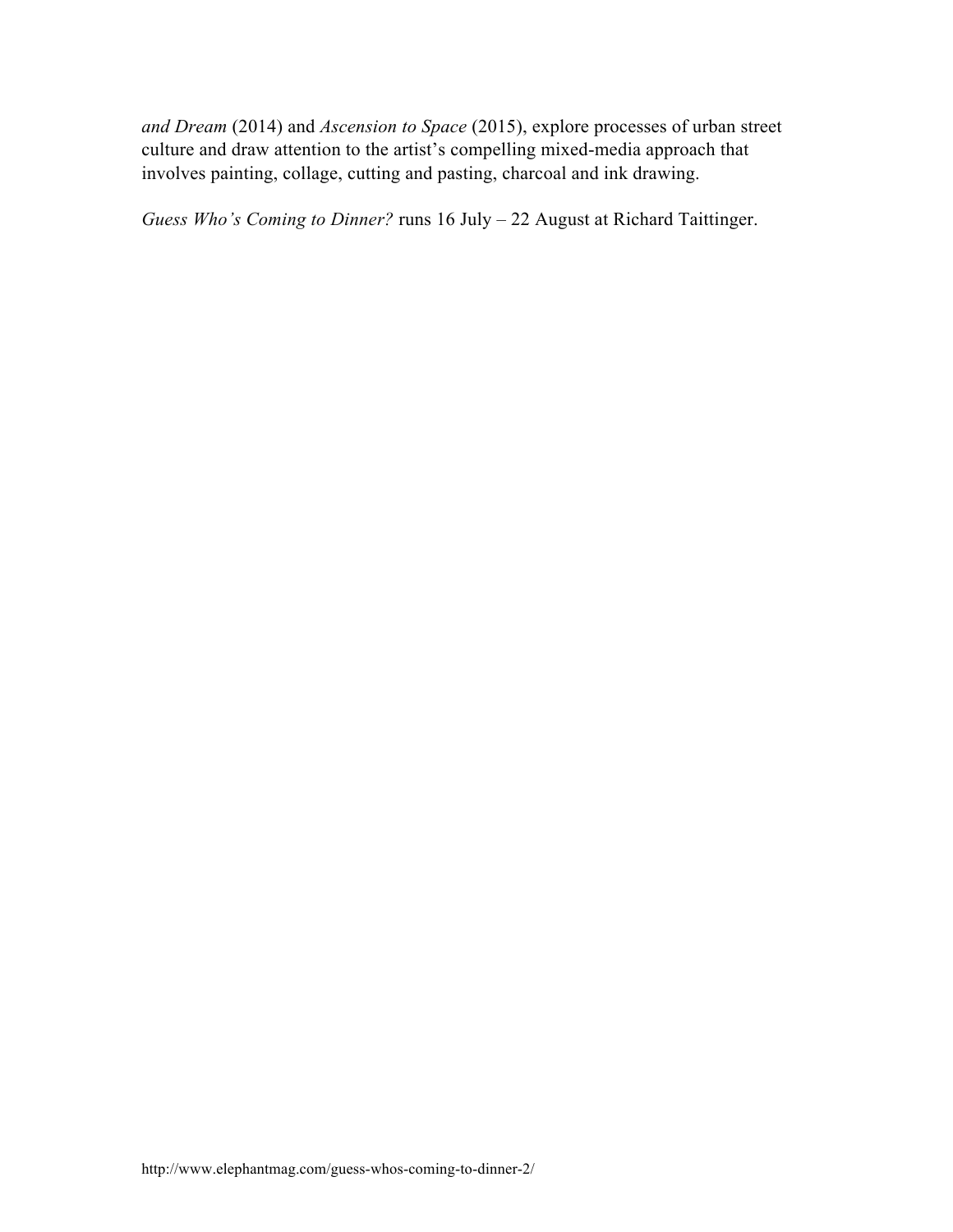*and Dream* (2014) and *Ascension to Space* (2015), explore processes of urban street culture and draw attention to the artist's compelling mixed-media approach that involves painting, collage, cutting and pasting, charcoal and ink drawing.

*Guess Who's Coming to Dinner?* runs 16 July – 22 August at Richard Taittinger.

http://www.elephantmag.com/guess-whos-coming-to-dinner-2/